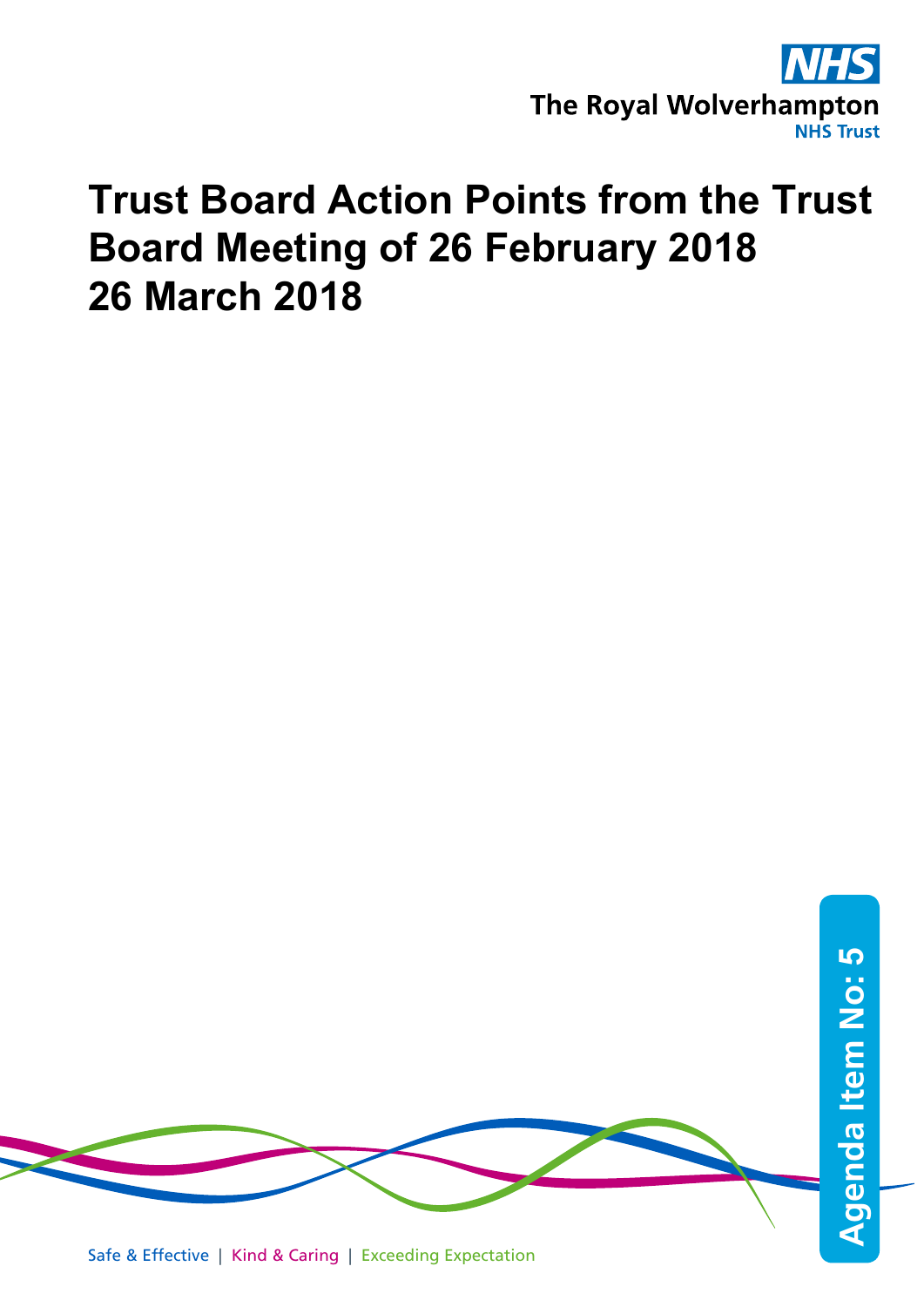The Royal Wolverhampton NHS Trust

# Trust Board Action Points from the Trust Board Meeting of 26 February 2018
# 26 March 2018

Agenda Item No: 5

Safe & Effective | Kind & Caring | Exceeding Expectation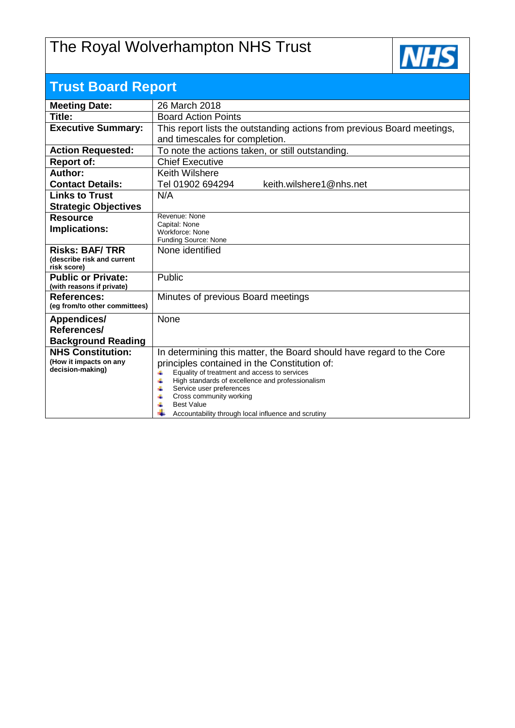# The Royal Wolverhampton NHS Trust

## Trust Board Report

| | |
|---|---|
| **Meeting Date:** | 26 March 2018 |
| **Title:** | Board Action Points |
| **Executive Summary:** | This report lists the outstanding actions from previous Board meetings, and timescales for completion. |
| **Action Requested:** | To note the actions taken, or still outstanding. |
| **Report of:** | Chief Executive |
| **Author:**<br>**Contact Details:** | Keith Wilshere<br>Tel 01902 694294 keith.wilshere1@nhs.net |
| **Links to Trust Strategic Objectives** | N/A |
| **Resource Implications:** | Revenue: None<br>Capital: None<br>Workforce: None<br>Funding Source: None |
| **Risks: BAF/ TRR**<br>**(describe risk and current risk score)** | None identified |
| **Public or Private:**<br>**(with reasons if private)** | Public |
| **References:**<br>**(eg from/to other committees)** | Minutes of previous Board meetings |
| **Appendices/ References/ Background Reading** | None |
| **NHS Constitution:**<br>**(How it impacts on any decision-making)** | In determining this matter, the Board should have regard to the Core principles contained in the Constitution of:<br>- Equality of treatment and access to services<br>- High standards of excellence and professionalism<br>- Service user preferences<br>- Cross community working<br>- Best Value<br>- Accountability through local influence and scrutiny |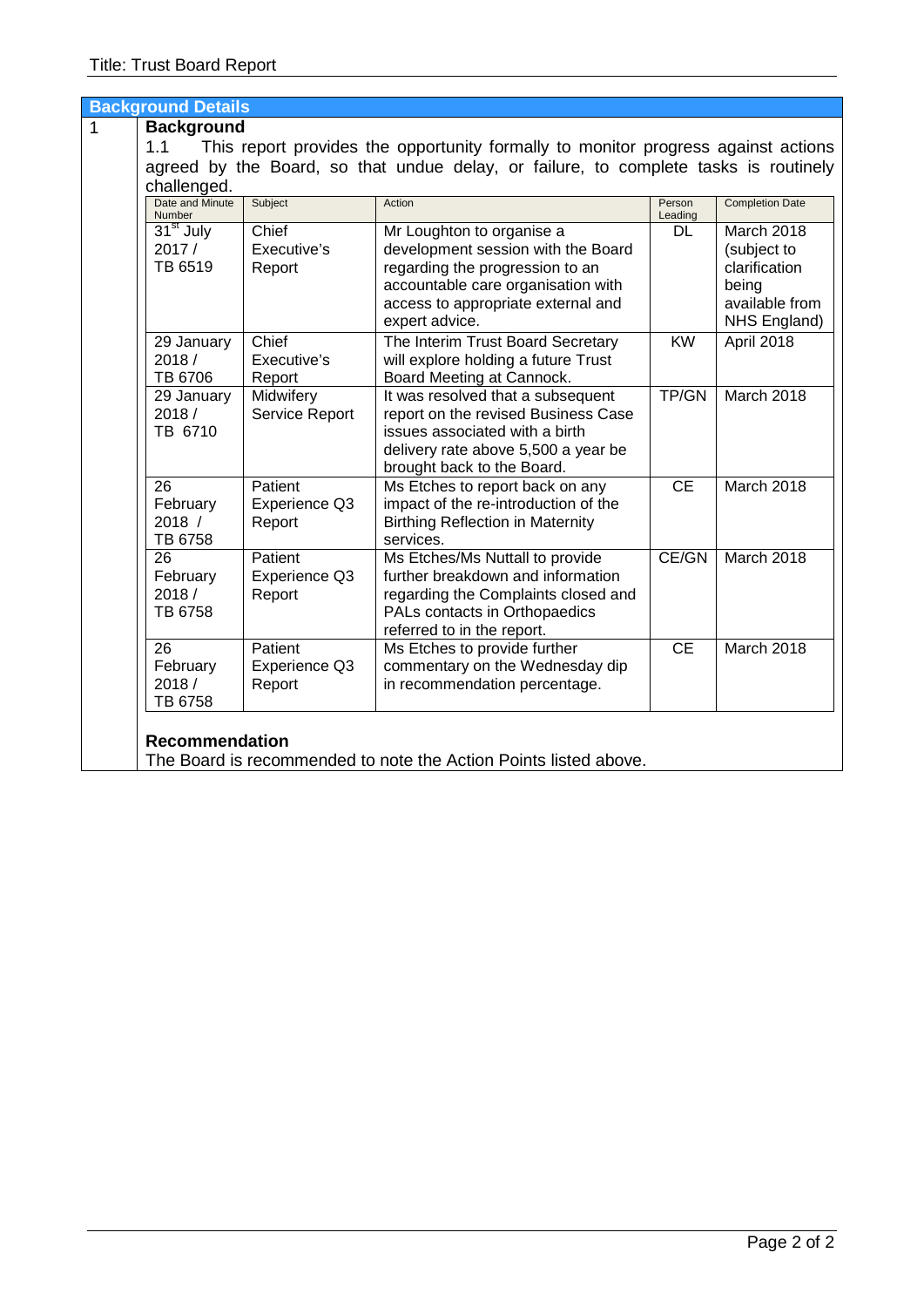Title: Trust Board Report

## Background Details

1 **Background**

1.1 This report provides the opportunity formally to monitor progress against actions agreed by the Board, so that undue delay, or failure, to complete tasks is routinely challenged.

| Date and Minute Number | Subject | Action | Person Leading | Completion Date |
|---|---|---|---|---|
| 31st July 2017 / TB 6519 | Chief Executive's Report | Mr Loughton to organise a development session with the Board regarding the progression to an accountable care organisation with access to appropriate external and expert advice. | DL | March 2018 (subject to clarification being available from NHS England) |
| 29 January 2018 / TB 6706 | Chief Executive's Report | The Interim Trust Board Secretary will explore holding a future Trust Board Meeting at Cannock. | KW | April 2018 |
| 29 January 2018 / TB 6710 | Midwifery Service Report | It was resolved that a subsequent report on the revised Business Case issues associated with a birth delivery rate above 5,500 a year be brought back to the Board. | TP/GN | March 2018 |
| 26 February 2018 / TB 6758 | Patient Experience Q3 Report | Ms Etches to report back on any impact of the re-introduction of the Birthing Reflection in Maternity services. | CE | March 2018 |
| 26 February 2018 / TB 6758 | Patient Experience Q3 Report | Ms Etches/Ms Nuttall to provide further breakdown and information regarding the Complaints closed and PALs contacts in Orthopaedics referred to in the report. | CE/GN | March 2018 |
| 26 February 2018 / TB 6758 | Patient Experience Q3 Report | Ms Etches to provide further commentary on the Wednesday dip in recommendation percentage. | CE | March 2018 |

**Recommendation**

The Board is recommended to note the Action Points listed above.